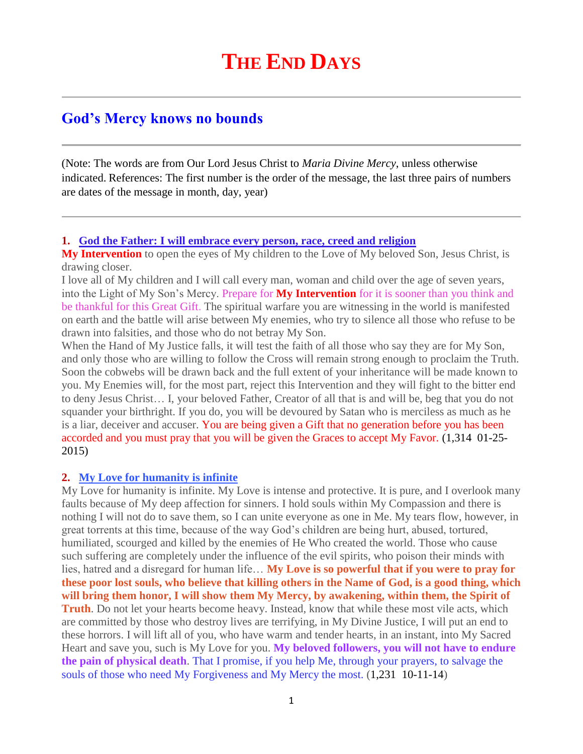# The End Days

## God's Mercy knows no bounds

(Note: The words are from Our Lord Jesus Christ to *Maria Divine Mercy*, unless otherwise indicated. References: The first number is the order of the message, the last three pairs of numbers are dates of the message in month, day, year)

---

**1. God the Father: I will embrace every person, race, creed and religion**

**My Intervention** to open the eyes of My children to the Love of My beloved Son, Jesus Christ, is drawing closer.

I love all of My children and I will call every man, woman and child over the age of seven years, into the Light of My Son's Mercy. Prepare for **My Intervention** for it is sooner than you think and be thankful for this Great Gift. The spiritual warfare you are witnessing in the world is manifested on earth and the battle will arise between My enemies, who try to silence all those who refuse to be drawn into falsities, and those who do not betray My Son.

When the Hand of My Justice falls, it will test the faith of all those who say they are for My Son, and only those who are willing to follow the Cross will remain strong enough to proclaim the Truth. Soon the cobwebs will be drawn back and the full extent of your inheritance will be made known to you. My Enemies will, for the most part, reject this Intervention and they will fight to the bitter end to deny Jesus Christ… I, your beloved Father, Creator of all that is and will be, beg that you do not squander your birthright. If you do, you will be devoured by Satan who is merciless as much as he is a liar, deceiver and accuser. You are being given a Gift that no generation before you has been accorded and you must pray that you will be given the Graces to accept My Favor. (1,314 01-25-2015)

**2. My Love for humanity is infinite**

My Love for humanity is infinite. My Love is intense and protective. It is pure, and I overlook many faults because of My deep affection for sinners. I hold souls within My Compassion and there is nothing I will not do to save them, so I can unite everyone as one in Me. My tears flow, however, in great torrents at this time, because of the way God's children are being hurt, abused, tortured, humiliated, scourged and killed by the enemies of He Who created the world. Those who cause such suffering are completely under the influence of the evil spirits, who poison their minds with lies, hatred and a disregard for human life… **My Love is so powerful that if you were to pray for these poor lost souls, who believe that killing others in the Name of God, is a good thing, which will bring them honor, I will show them My Mercy, by awakening, within them, the Spirit of Truth**. Do not let your hearts become heavy. Instead, know that while these most vile acts, which are committed by those who destroy lives are terrifying, in My Divine Justice, I will put an end to these horrors. I will lift all of you, who have warm and tender hearts, in an instant, into My Sacred Heart and save you, such is My Love for you. **My beloved followers, you will not have to endure the pain of physical death**. That I promise, if you help Me, through your prayers, to salvage the souls of those who need My Forgiveness and My Mercy the most. (1,231 10-11-14)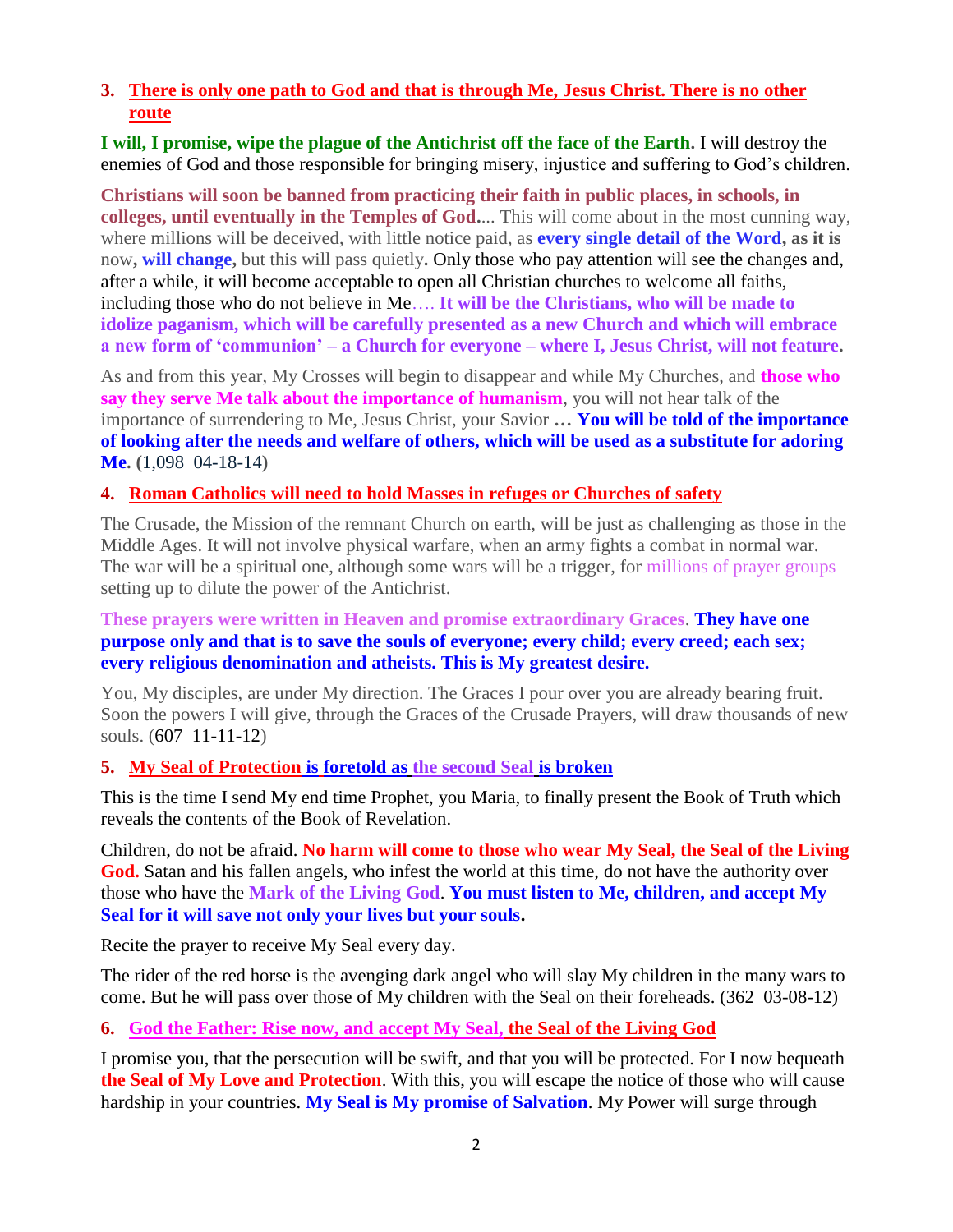3. **There is only one path to God and that is through Me, Jesus Christ. There is no other route**

**I will, I promise, wipe the plague of the Antichrist off the face of the Earth.** I will destroy the enemies of God and those responsible for bringing misery, injustice and suffering to God's children.

**Christians will soon be banned from practicing their faith in public places, in schools, in colleges, until eventually in the Temples of God.**... This will come about in the most cunning way, where millions will be deceived, with little notice paid, as **every single detail of the Word, as it is** now**, will change,** but this will pass quietly**.** Only those who pay attention will see the changes and, after a while, it will become acceptable to open all Christian churches to welcome all faiths, including those who do not believe in Me…. **It will be the Christians, who will be made to idolize paganism, which will be carefully presented as a new Church and which will embrace a new form of 'communion' – a Church for everyone – where I, Jesus Christ, will not feature.**

As and from this year, My Crosses will begin to disappear and while My Churches, and **those who say they serve Me talk about the importance of humanism**, you will not hear talk of the importance of surrendering to Me, Jesus Christ, your Savior **… You will be told of the importance of looking after the needs and welfare of others, which will be used as a substitute for adoring Me. (**1,098 04-18-14**)**

4. **Roman Catholics will need to hold Masses in refuges or Churches of safety**

The Crusade, the Mission of the remnant Church on earth, will be just as challenging as those in the Middle Ages. It will not involve physical warfare, when an army fights a combat in normal war. The war will be a spiritual one, although some wars will be a trigger, for millions of prayer groups setting up to dilute the power of the Antichrist.

**These prayers were written in Heaven and promise extraordinary Graces**. **They have one purpose only and that is to save the souls of everyone; every child; every creed; each sex; every religious denomination and atheists. This is My greatest desire.**

You, My disciples, are under My direction. The Graces I pour over you are already bearing fruit. Soon the powers I will give, through the Graces of the Crusade Prayers, will draw thousands of new souls. (607 11-11-12)

5. **My Seal of Protection is foretold as the second Seal is broken**

This is the time I send My end time Prophet, you Maria, to finally present the Book of Truth which reveals the contents of the Book of Revelation.

Children, do not be afraid. **No harm will come to those who wear My Seal, the Seal of the Living God.** Satan and his fallen angels, who infest the world at this time, do not have the authority over those who have the **Mark of the Living God**. **You must listen to Me, children, and accept My Seal for it will save not only your lives but your souls.**

Recite the prayer to receive My Seal every day.

The rider of the red horse is the avenging dark angel who will slay My children in the many wars to come. But he will pass over those of My children with the Seal on their foreheads. (362 03-08-12)

6. **God the Father: Rise now, and accept My Seal, the Seal of the Living God**

I promise you, that the persecution will be swift, and that you will be protected. For I now bequeath **the Seal of My Love and Protection**. With this, you will escape the notice of those who will cause hardship in your countries. **My Seal is My promise of Salvation**. My Power will surge through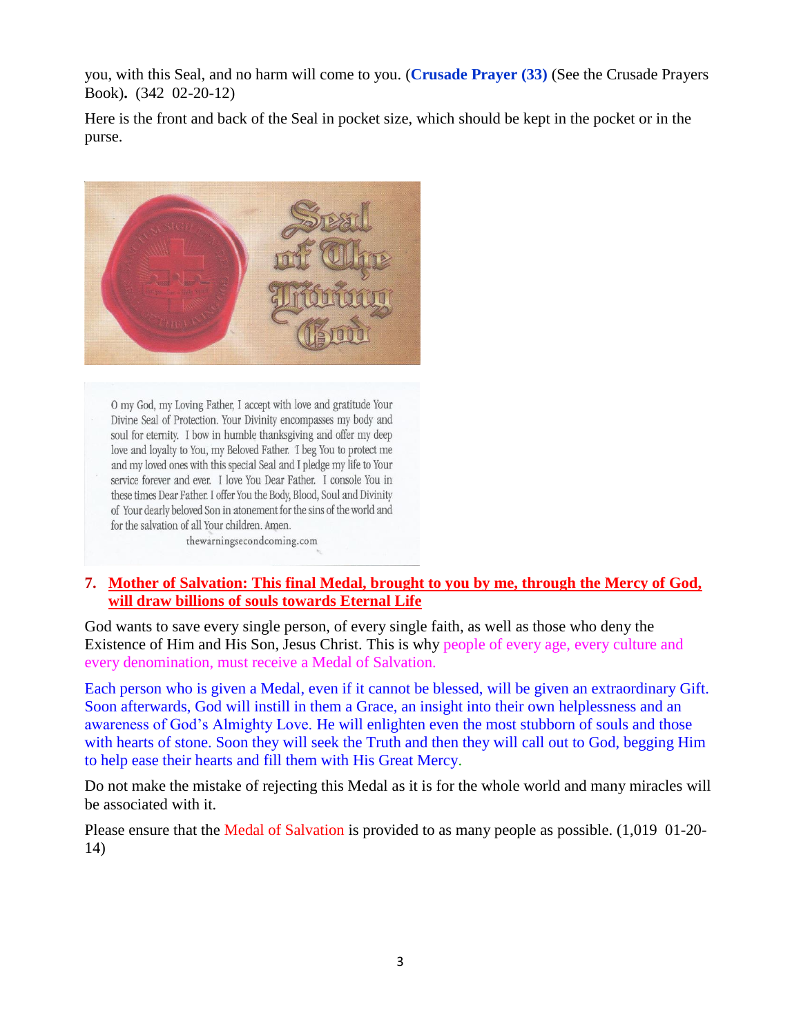you, with this Seal, and no harm will come to you. (**Crusade Prayer (33)** (See the Crusade Prayers Book)**.** (342 02-20-12)

Here is the front and back of the Seal in pocket size, which should be kept in the pocket or in the purse.

O my God, my Loving Father, I accept with love and gratitude Your Divine Seal of Protection. Your Divinity encompasses my body and soul for eternity. I bow in humble thanksgiving and offer my deep love and loyalty to You, my Beloved Father. I beg You to protect me and my loved ones with this special Seal and I pledge my life to Your service forever and ever. I love You Dear Father. I console You in these times Dear Father. I offer You the Body, Blood, Soul and Divinity of Your dearly beloved Son in atonement for the sins of the world and for the salvation of all Your children. Amen.

thewarningsecondcoming.com

7. **Mother of Salvation: This final Medal, brought to you by me, through the Mercy of God, will draw billions of souls towards Eternal Life**

God wants to save every single person, of every single faith, as well as those who deny the Existence of Him and His Son, Jesus Christ. This is why people of every age, every culture and every denomination, must receive a Medal of Salvation.

Each person who is given a Medal, even if it cannot be blessed, will be given an extraordinary Gift. Soon afterwards, God will instill in them a Grace, an insight into their own helplessness and an awareness of God's Almighty Love. He will enlighten even the most stubborn of souls and those with hearts of stone. Soon they will seek the Truth and then they will call out to God, begging Him to help ease their hearts and fill them with His Great Mercy.

Do not make the mistake of rejecting this Medal as it is for the whole world and many miracles will be associated with it.

Please ensure that the Medal of Salvation is provided to as many people as possible. (1,019 01-20-14)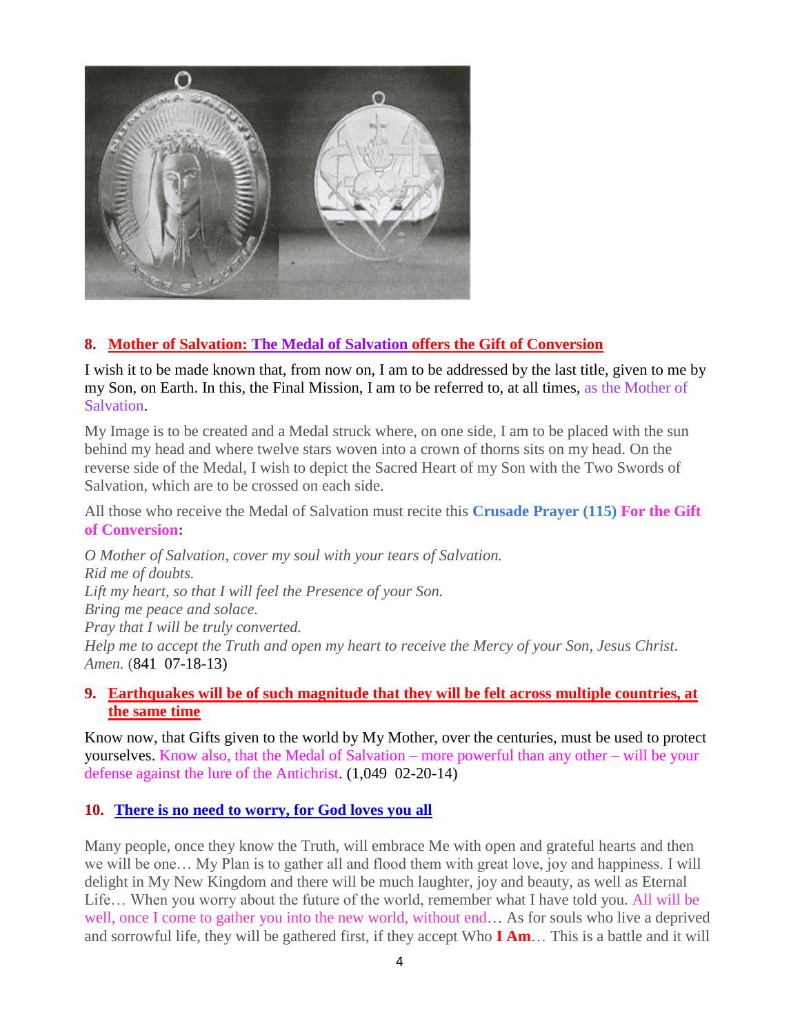8. **Mother of Salvation: The Medal of Salvation offers the Gift of Conversion**

I wish it to be made known that, from now on, I am to be addressed by the last title, given to me by my Son, on Earth. In this, the Final Mission, I am to be referred to, at all times, as the Mother of Salvation.

My Image is to be created and a Medal struck where, on one side, I am to be placed with the sun behind my head and where twelve stars woven into a crown of thorns sits on my head. On the reverse side of the Medal, I wish to depict the Sacred Heart of my Son with the Two Swords of Salvation, which are to be crossed on each side.

All those who receive the Medal of Salvation must recite this **Crusade Prayer (115) For the Gift of Conversion**:

*O Mother of Salvation, cover my soul with your tears of Salvation.*
*Rid me of doubts.*
*Lift my heart, so that I will feel the Presence of your Son.*
*Bring me peace and solace.*
*Pray that I will be truly converted.*
*Help me to accept the Truth and open my heart to receive the Mercy of your Son, Jesus Christ.*
*Amen.* (841 07-18-13)

9. **Earthquakes will be of such magnitude that they will be felt across multiple countries, at the same time**

Know now, that Gifts given to the world by My Mother, over the centuries, must be used to protect yourselves. Know also, that the Medal of Salvation – more powerful than any other – will be your defense against the lure of the Antichrist. (1,049 02-20-14)

10. **There is no need to worry, for God loves you all**

Many people, once they know the Truth, will embrace Me with open and grateful hearts and then we will be one… My Plan is to gather all and flood them with great love, joy and happiness. I will delight in My New Kingdom and there will be much laughter, joy and beauty, as well as Eternal Life… When you worry about the future of the world, remember what I have told you. All will be well, once I come to gather you into the new world, without end… As for souls who live a deprived and sorrowful life, they will be gathered first, if they accept Who **I Am**… This is a battle and it will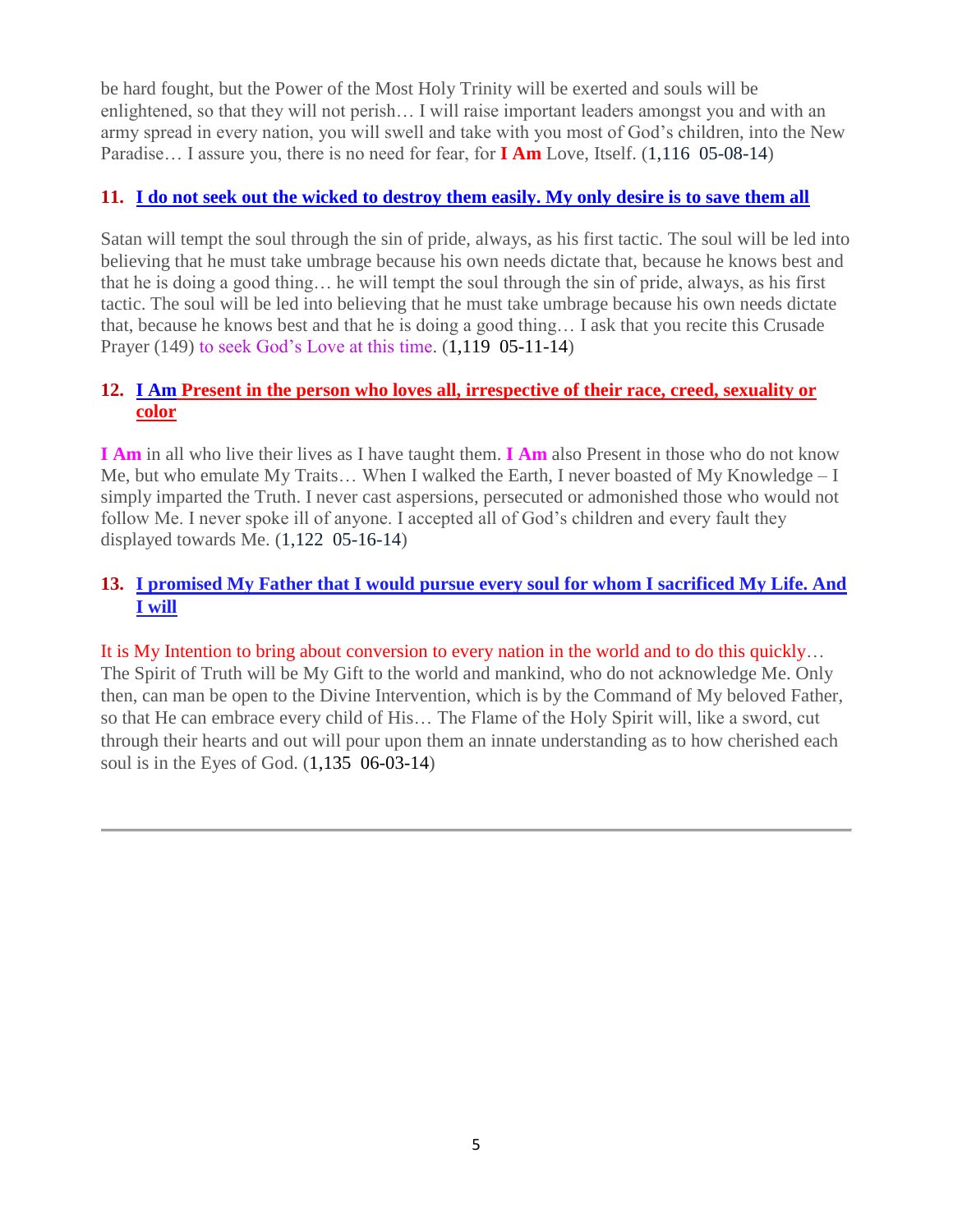be hard fought, but the Power of the Most Holy Trinity will be exerted and souls will be enlightened, so that they will not perish… I will raise important leaders amongst you and with an army spread in every nation, you will swell and take with you most of God's children, into the New Paradise… I assure you, there is no need for fear, for **I Am** Love, Itself. (1,116 05-08-14)

### 11. I do not seek out the wicked to destroy them easily. My only desire is to save them all

Satan will tempt the soul through the sin of pride, always, as his first tactic. The soul will be led into believing that he must take umbrage because his own needs dictate that, because he knows best and that he is doing a good thing… he will tempt the soul through the sin of pride, always, as his first tactic. The soul will be led into believing that he must take umbrage because his own needs dictate that, because he knows best and that he is doing a good thing… I ask that you recite this Crusade Prayer (149) to seek God's Love at this time. (1,119 05-11-14)

### 12. I Am Present in the person who loves all, irrespective of their race, creed, sexuality or color

**I Am** in all who live their lives as I have taught them. **I Am** also Present in those who do not know Me, but who emulate My Traits… When I walked the Earth, I never boasted of My Knowledge – I simply imparted the Truth. I never cast aspersions, persecuted or admonished those who would not follow Me. I never spoke ill of anyone. I accepted all of God's children and every fault they displayed towards Me. (1,122 05-16-14)

### 13. I promised My Father that I would pursue every soul for whom I sacrificed My Life. And I will

It is My Intention to bring about conversion to every nation in the world and to do this quickly… The Spirit of Truth will be My Gift to the world and mankind, who do not acknowledge Me. Only then, can man be open to the Divine Intervention, which is by the Command of My beloved Father, so that He can embrace every child of His… The Flame of the Holy Spirit will, like a sword, cut through their hearts and out will pour upon them an innate understanding as to how cherished each soul is in the Eyes of God. (1,135 06-03-14)

---